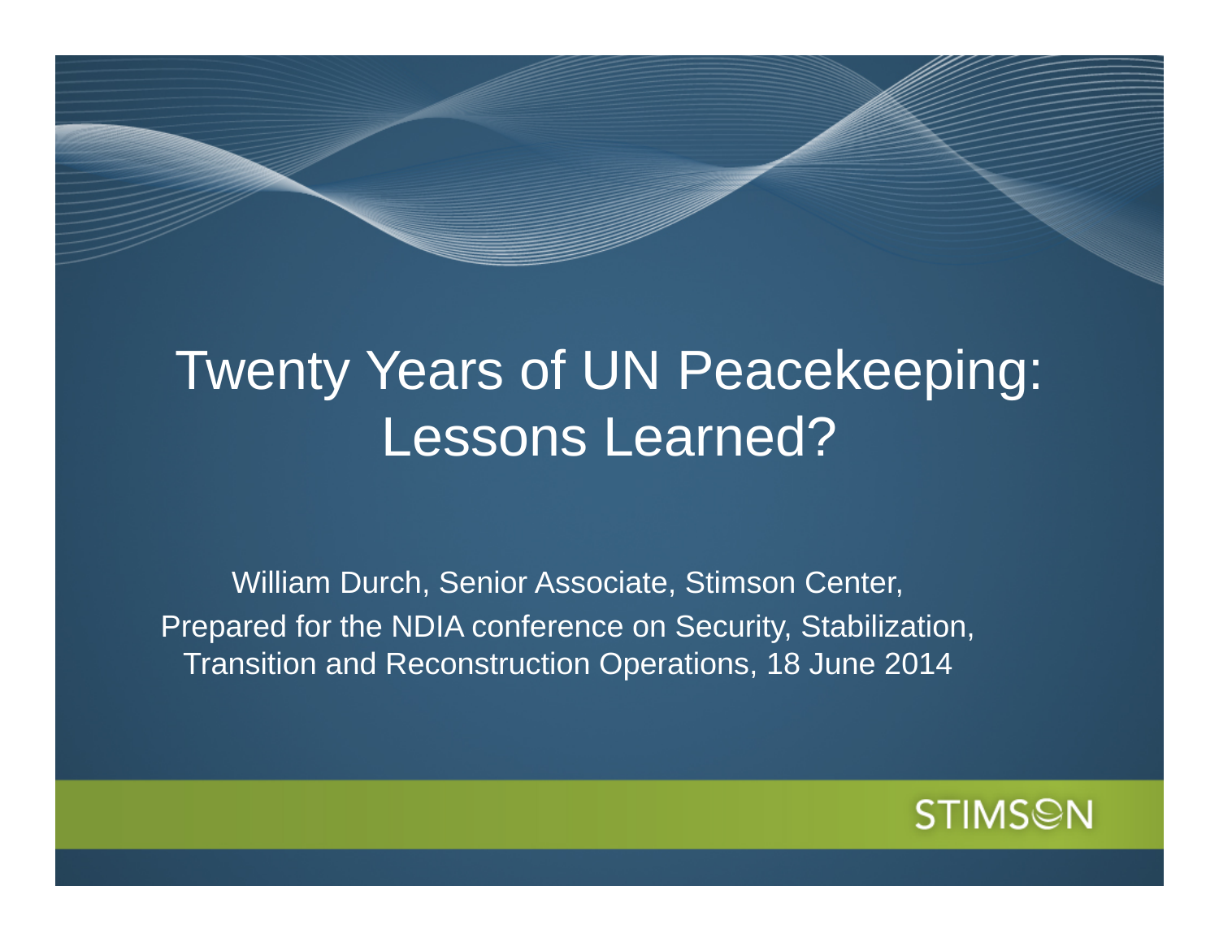# Twenty Years of UN Peacekeeping: Lessons Learned?

William Durch, Senior Associate, Stimson Center,
Prepared for the NDIA conference on Security, Stabilization, Transition and Reconstruction Operations, 18 June 2014

STIMSON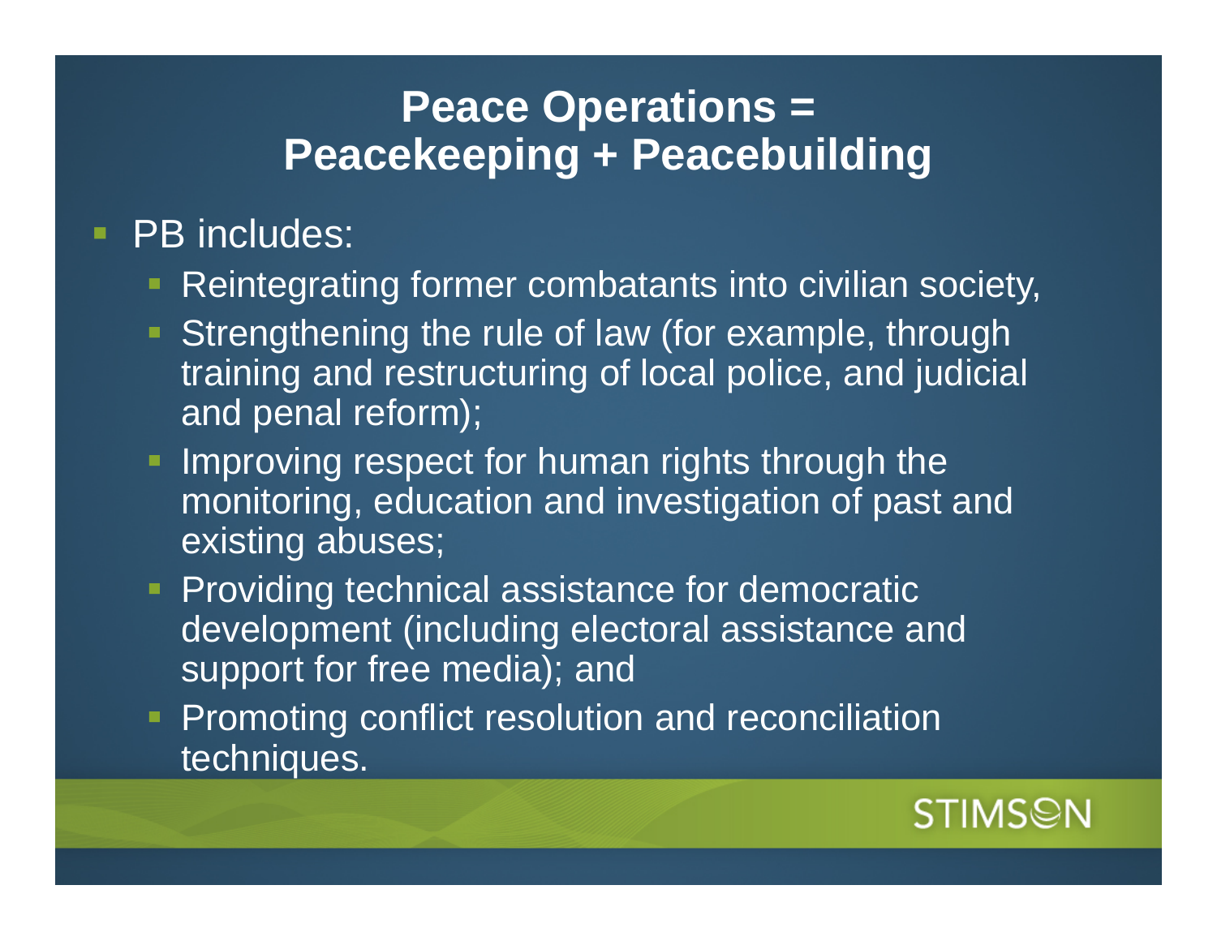# Peace Operations = Peacekeeping + Peacebuilding

- PB includes:
  - Reintegrating former combatants into civilian society,
  - Strengthening the rule of law (for example, through training and restructuring of local police, and judicial and penal reform);
  - Improving respect for human rights through the monitoring, education and investigation of past and existing abuses;
  - Providing technical assistance for democratic development (including electoral assistance and support for free media); and
  - Promoting conflict resolution and reconciliation techniques.

STIMSON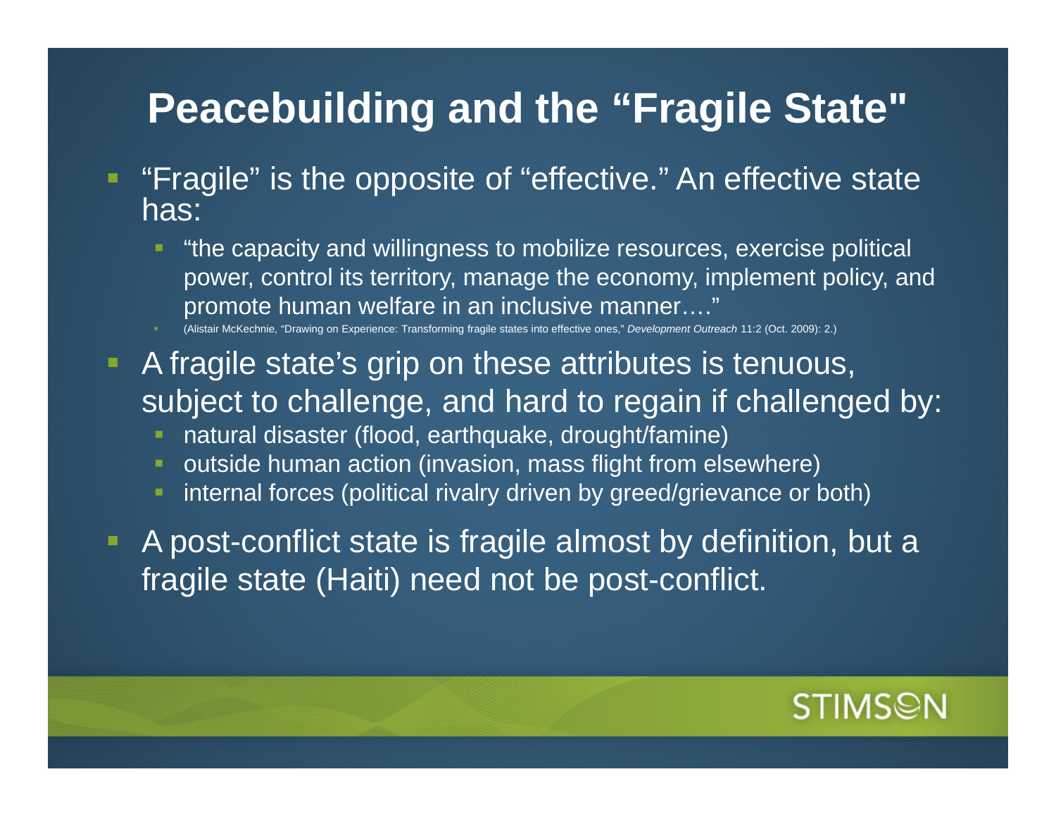# Peacebuilding and the “Fragile State"

- “Fragile” is the opposite of “effective.” An effective state has:
  - “the capacity and willingness to mobilize resources, exercise political power, control its territory, manage the economy, implement policy, and promote human welfare in an inclusive manner….”
  - (Alistair McKechnie, “Drawing on Experience: Transforming fragile states into effective ones,” *Development Outreach* 11:2 (Oct. 2009): 2.)
- A fragile state’s grip on these attributes is tenuous, subject to challenge, and hard to regain if challenged by:
  - natural disaster (flood, earthquake, drought/famine)
  - outside human action (invasion, mass flight from elsewhere)
  - internal forces (political rivalry driven by greed/grievance or both)
- A post-conflict state is fragile almost by definition, but a fragile state (Haiti) need not be post-conflict.

STIMSON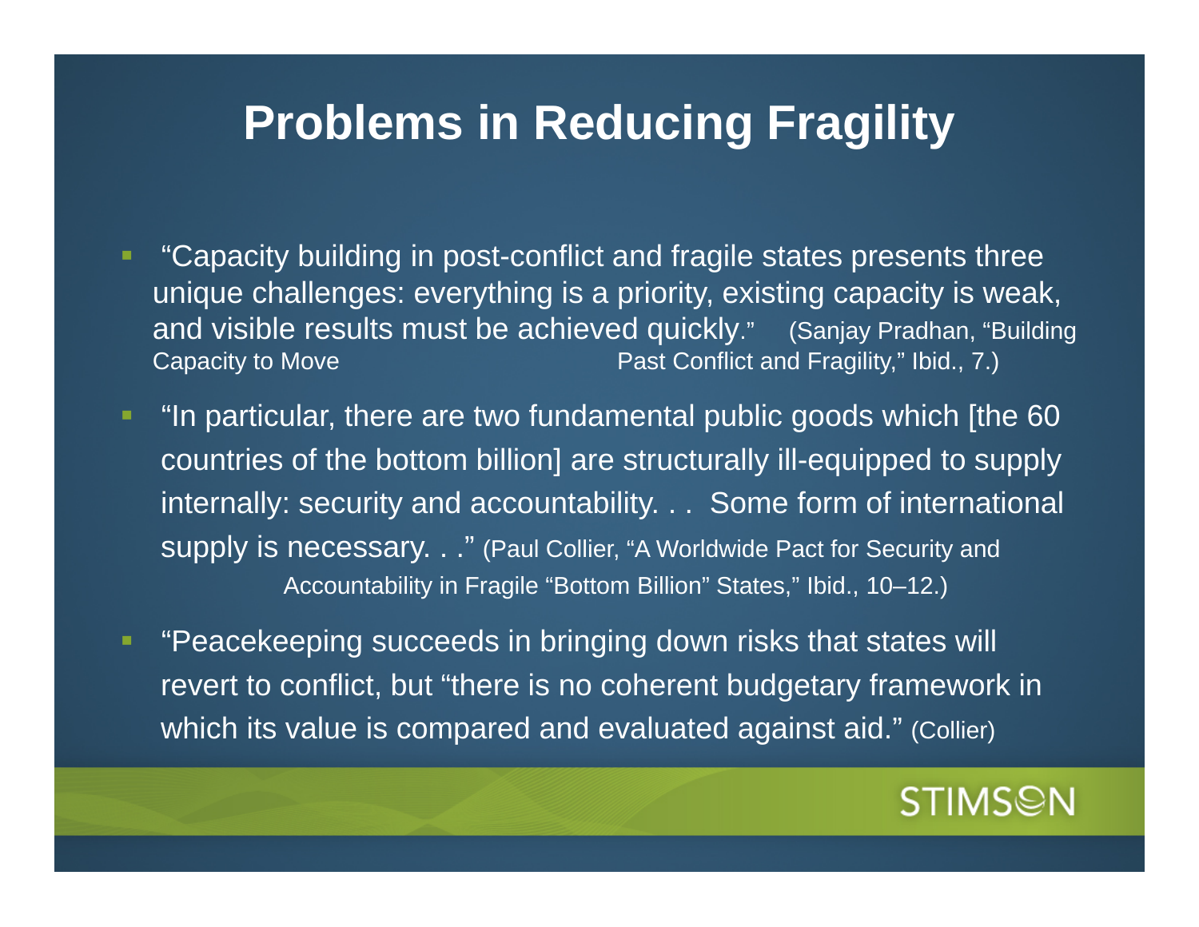# Problems in Reducing Fragility

- "Capacity building in post-conflict and fragile states presents three unique challenges: everything is a priority, existing capacity is weak, and visible results must be achieved quickly." (Sanjay Pradhan, "Building Capacity to Move Past Conflict and Fragility," Ibid., 7.)
- "In particular, there are two fundamental public goods which [the 60 countries of the bottom billion] are structurally ill-equipped to supply internally: security and accountability. . . Some form of international supply is necessary. . ." (Paul Collier, "A Worldwide Pact for Security and Accountability in Fragile "Bottom Billion" States," Ibid., 10–12.)
- "Peacekeeping succeeds in bringing down risks that states will revert to conflict, but "there is no coherent budgetary framework in which its value is compared and evaluated against aid." (Collier)

STIMSON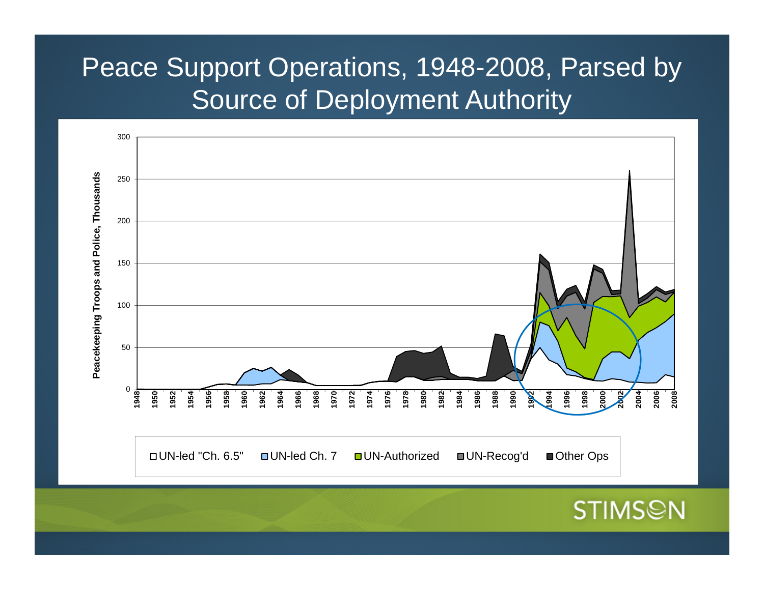# Peace Support Operations, 1948-2008, Parsed by Source of Deployment Authority

Peacekeeping Troops and Police, Thousands

□UN-led "Ch. 6.5" □UN-led Ch. 7 ■UN-Authorized ■UN-Recog'd ■Other Ops

STIMSON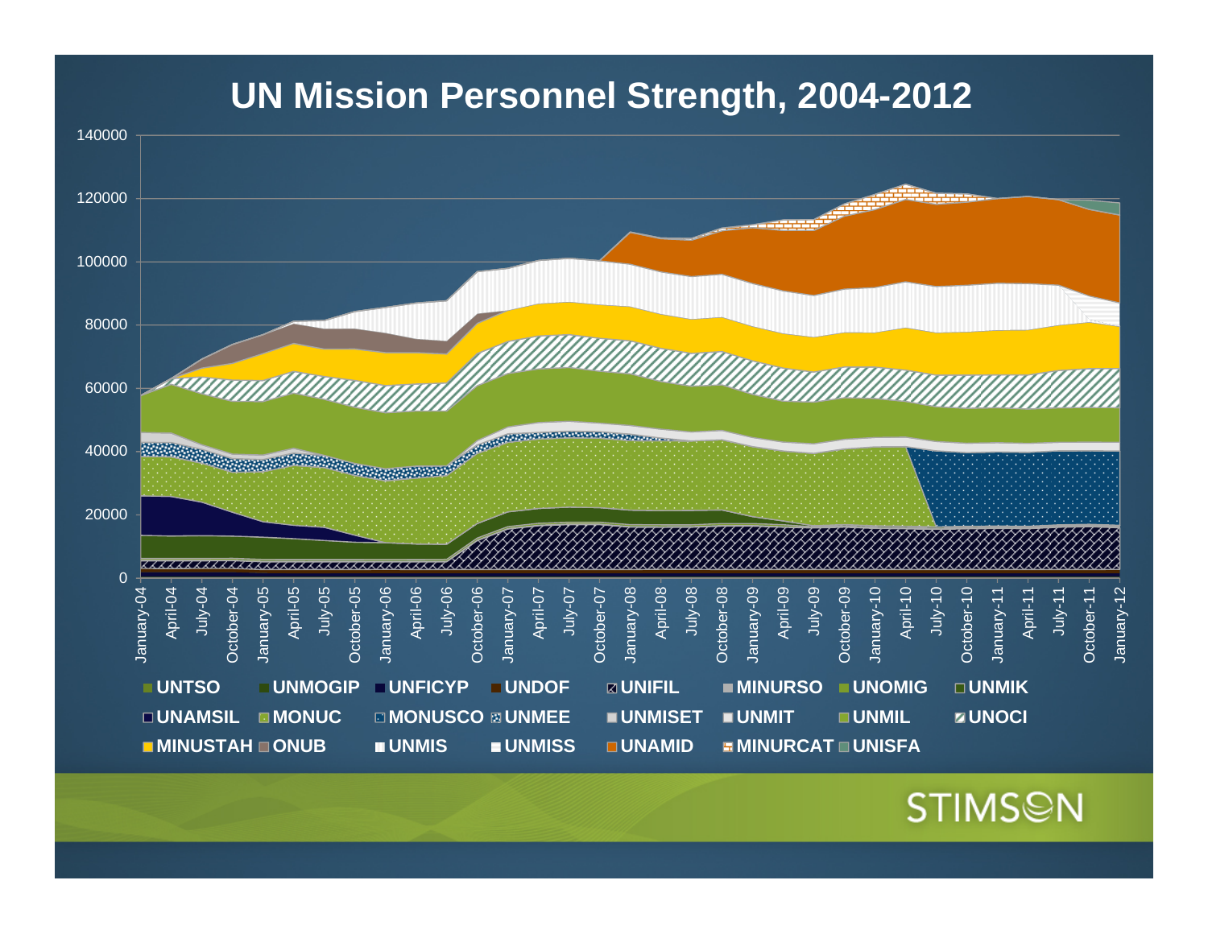# UN Mission Personnel Strength, 2004-2012

140000
120000
100000
80000
60000
40000
20000
0

January-04, April-04, July-04, October-04, January-05, April-05, July-05, October-05, January-06, April-06, July-06, October-06, January-07, April-07, July-07, October-07, January-08, April-08, July-08, October-08, January-09, April-09, July-09, October-09, January-10, April-10, July-10, October-10, January-11, April-11, July-11, October-11, January-12

UNTSO, UNMOGIP, UNFICYP, UNDOF, UNIFIL, MINURSO, UNOMIG, UNMIK, UNAMSIL, MONUC, MONUSCO, UNMEE, UNMISET, UNMIT, UNMIL, UNOCI, MINUSTAH, ONUB, UNMIS, UNMISS, UNAMID, MINURCAT, UNISFA

STIMSON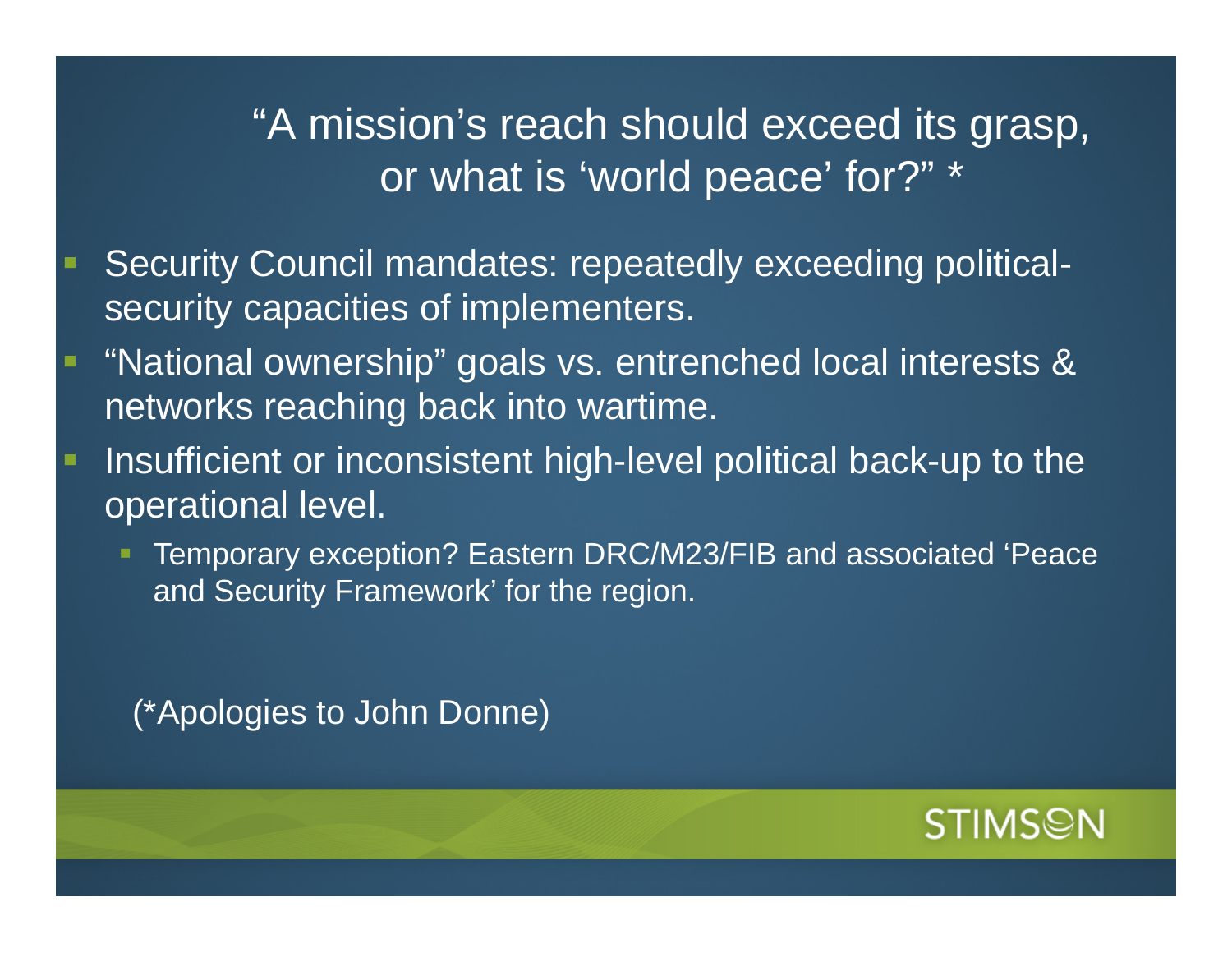# "A mission's reach should exceed its grasp, or what is 'world peace' for?" *

- Security Council mandates: repeatedly exceeding political-security capacities of implementers.
- "National ownership" goals vs. entrenched local interests & networks reaching back into wartime.
- Insufficient or inconsistent high-level political back-up to the operational level.
  - Temporary exception? Eastern DRC/M23/FIB and associated 'Peace and Security Framework' for the region.

(*Apologies to John Donne)

STIMSON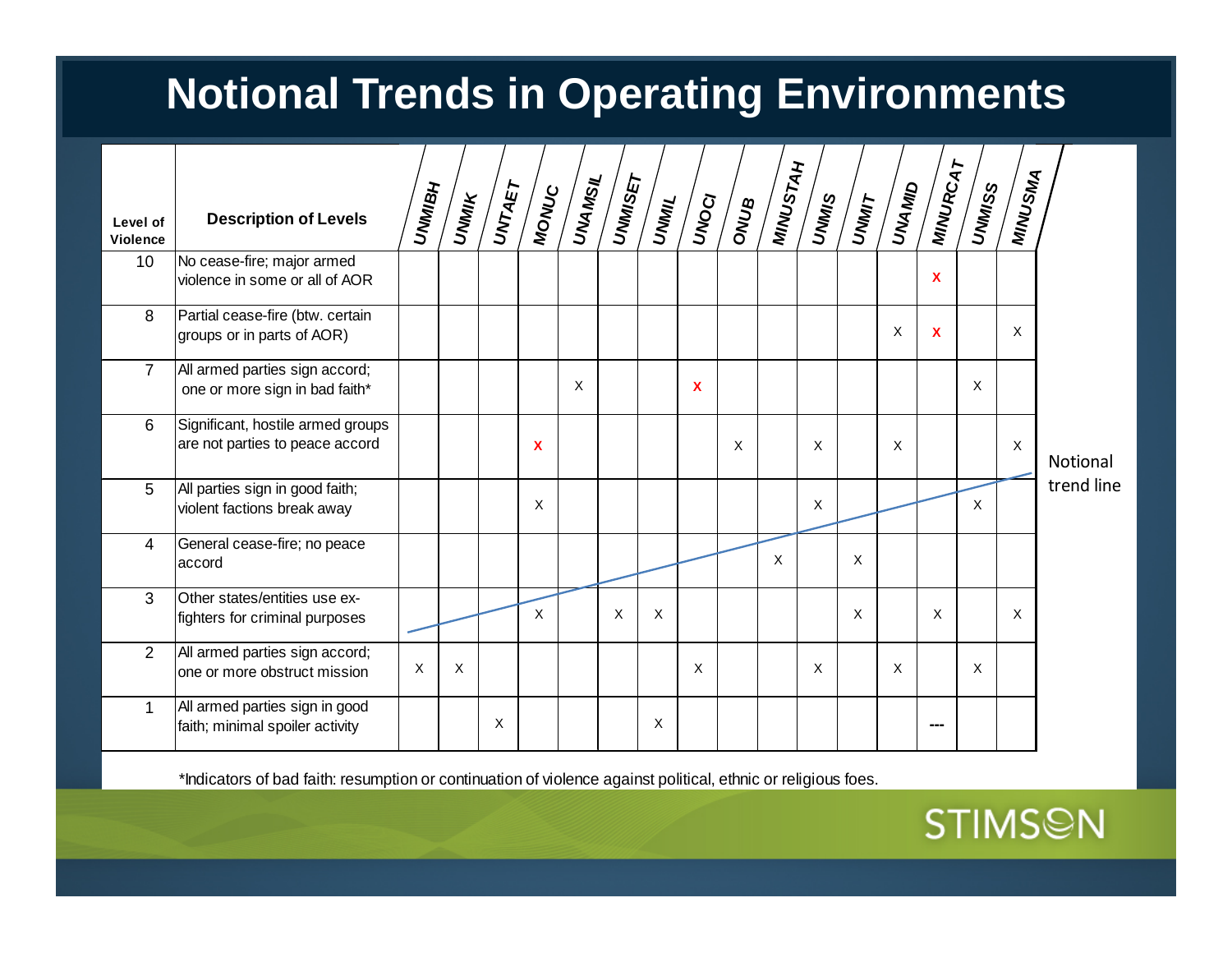# Notional Trends in Operating Environments

| Level of Violence | Description of Levels | UNMIBH | UNMIK | UNTAET | MONUC | UNAMSIL | UNMISET | UNMIL | UNOCI | ONUB | MINUSTAH | UNMIS | UNMIT | UNAMID | MINURCAT | UNMISS | MINUSMA |
|---|---|---|---|---|---|---|---|---|---|---|---|---|---|---|---|---|---|
| 10 | No cease-fire; major armed violence in some or all of AOR | | | | | | | | | | | | | | X | | |
| 8 | Partial cease-fire (btw. certain groups or in parts of AOR) | | | | | | | | | | | | | X | X | | X |
| 7 | All armed parties sign accord; one or more sign in bad faith* | | | | | X | | | X | | | | | | | X | |
| 6 | Significant, hostile armed groups are not parties to peace accord | | | | X | | | | | X | | X | | X | | | X |
| 5 | All parties sign in good faith; violent factions break away | | | | X | | | | | | | X | | | | X | |
| 4 | General cease-fire; no peace accord | | | | | | | | | | X | | X | | | | |
| 3 | Other states/entities use ex-fighters for criminal purposes | | | | X | | X | X | | | | | X | | X | | X |
| 2 | All armed parties sign accord; one or more obstruct mission | X | X | | | | | | X | | | X | | X | | X | |
| 1 | All armed parties sign in good faith; minimal spoiler activity | | | X | | | | X | | | | | | | --- | | |

Notional trend line

*Indicators of bad faith: resumption or continuation of violence against political, ethnic or religious foes.

STIMSON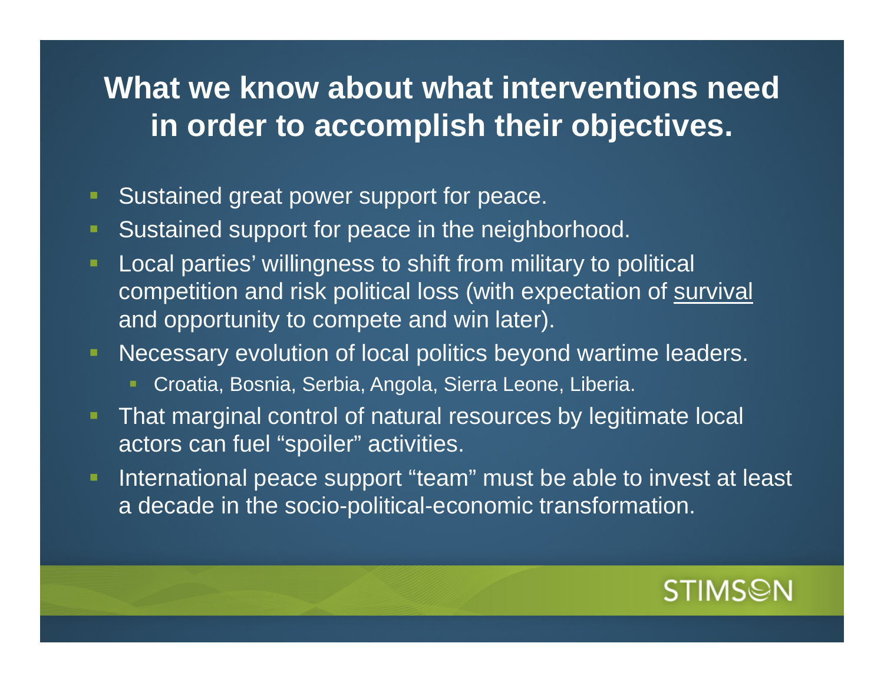# What we know about what interventions need in order to accomplish their objectives.

- Sustained great power support for peace.
- Sustained support for peace in the neighborhood.
- Local parties' willingness to shift from military to political competition and risk political loss (with expectation of <u>survival</u> and opportunity to compete and win later).
- Necessary evolution of local politics beyond wartime leaders.
  - Croatia, Bosnia, Serbia, Angola, Sierra Leone, Liberia.
- That marginal control of natural resources by legitimate local actors can fuel "spoiler" activities.
- International peace support "team" must be able to invest at least a decade in the socio-political-economic transformation.

STIMSON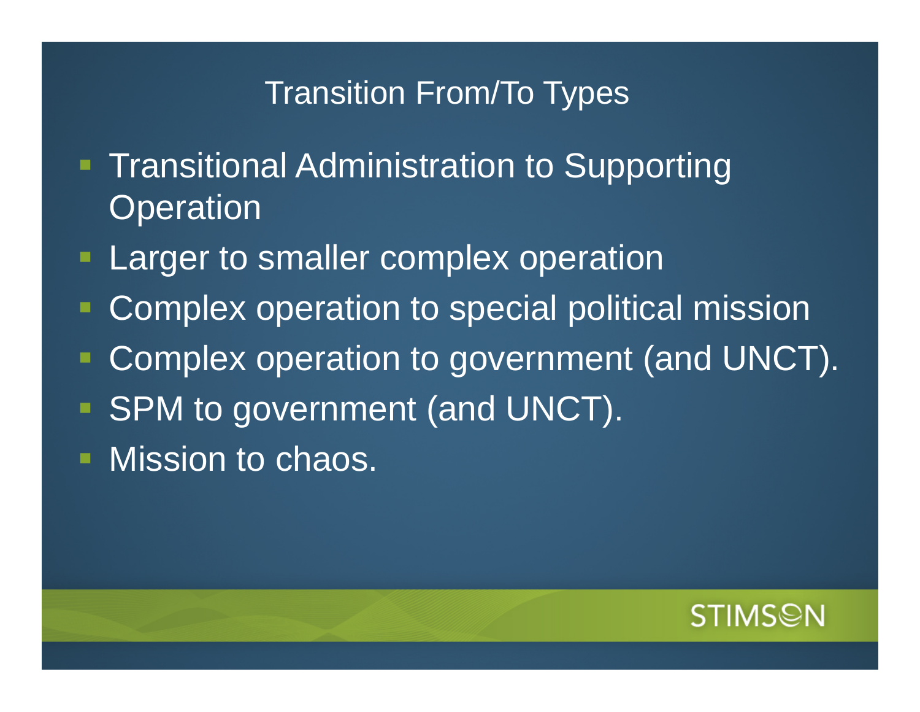## Transition From/To Types

- Transitional Administration to Supporting Operation
- Larger to smaller complex operation
- Complex operation to special political mission
- Complex operation to government (and UNCT).
- SPM to government (and UNCT).
- Mission to chaos.

STIMSON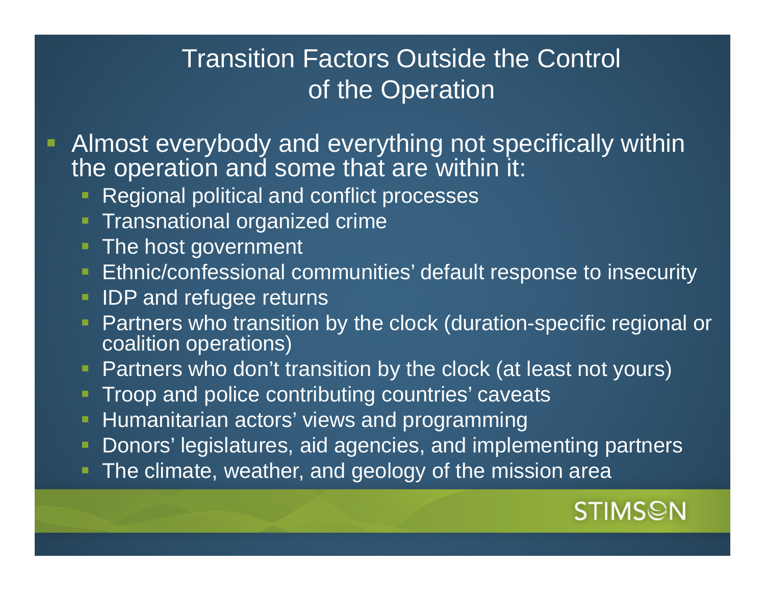# Transition Factors Outside the Control of the Operation

- Almost everybody and everything not specifically within the operation and some that are within it:
  - Regional political and conflict processes
  - Transnational organized crime
  - The host government
  - Ethnic/confessional communities' default response to insecurity
  - IDP and refugee returns
  - Partners who transition by the clock (duration-specific regional or coalition operations)
  - Partners who don't transition by the clock (at least not yours)
  - Troop and police contributing countries' caveats
  - Humanitarian actors' views and programming
  - Donors' legislatures, aid agencies, and implementing partners
  - The climate, weather, and geology of the mission area

STIMSON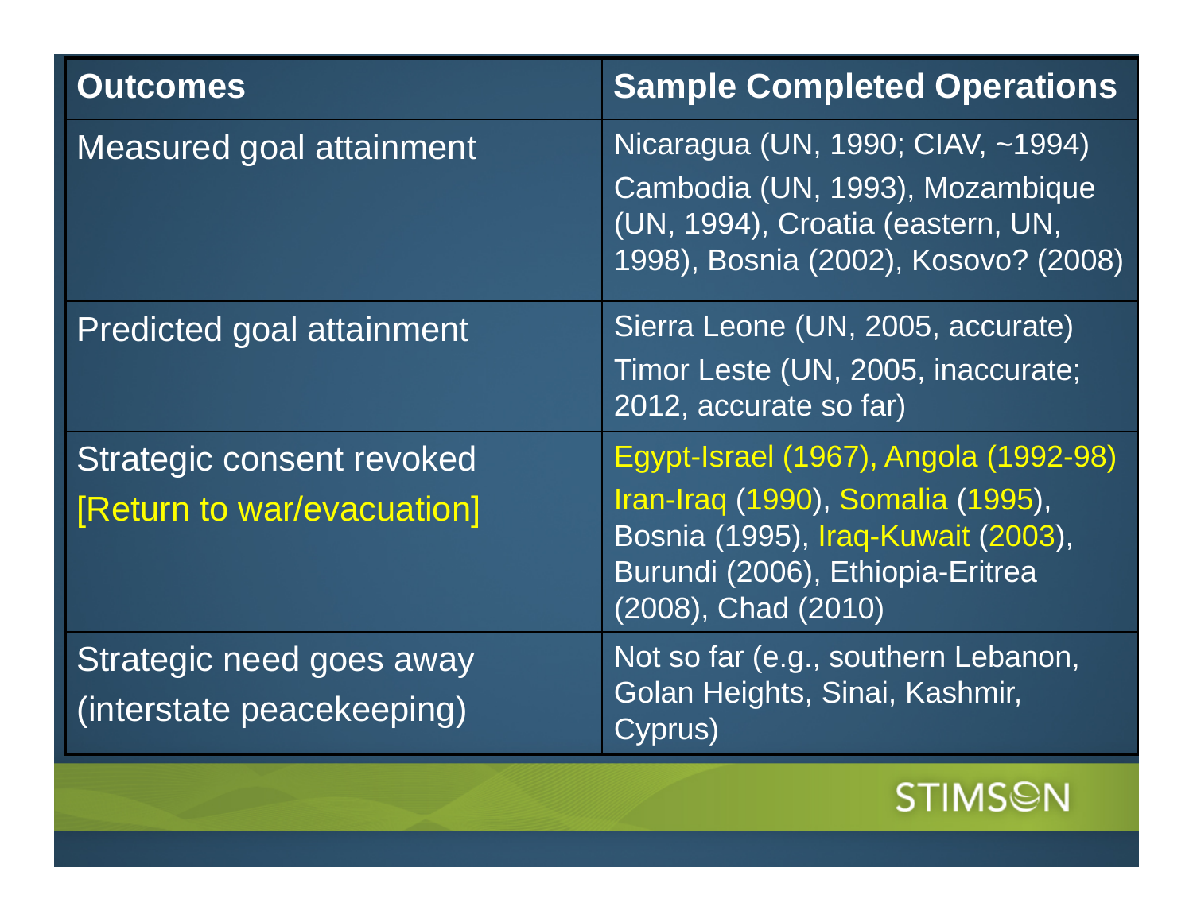| Outcomes | Sample Completed Operations |
| --- | --- |
| Measured goal attainment | Nicaragua (UN, 1990; CIAV, ~1994) Cambodia (UN, 1993), Mozambique (UN, 1994), Croatia (eastern, UN, 1998), Bosnia (2002), Kosovo? (2008) |
| Predicted goal attainment | Sierra Leone (UN, 2005, accurate) Timor Leste (UN, 2005, inaccurate; 2012, accurate so far) |
| Strategic consent revoked [Return to war/evacuation] | Egypt-Israel (1967), Angola (1992-98) Iran-Iraq (1990), Somalia (1995), Bosnia (1995), Iraq-Kuwait (2003), Burundi (2006), Ethiopia-Eritrea (2008), Chad (2010) |
| Strategic need goes away (interstate peacekeeping) | Not so far (e.g., southern Lebanon, Golan Heights, Sinai, Kashmir, Cyprus) |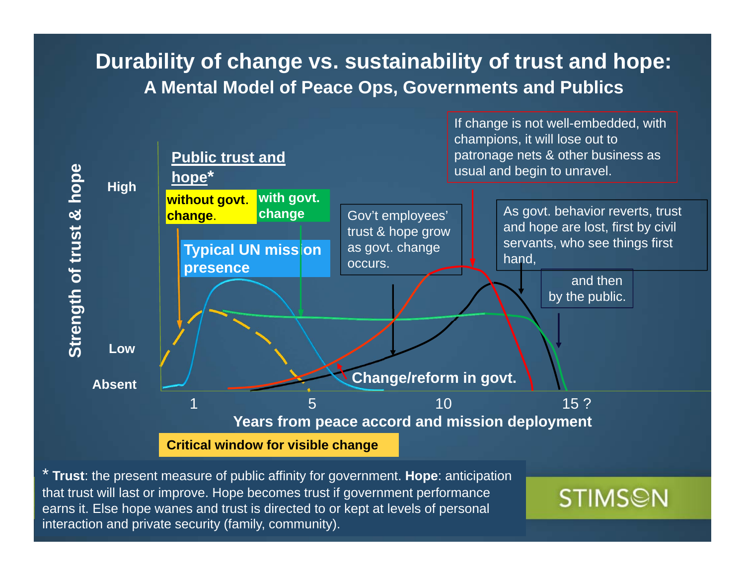# Durability of change vs. sustainability of trust and hope:

## A Mental Model of Peace Ops, Governments and Publics

Strength of trust & hope

High

Low

Absent

Public trust and hope*

without govt. change.

with govt. change

Typical UN mission presence

Gov't employees' trust & hope grow as govt. change occurs.

If change is not well-embedded, with champions, it will lose out to patronage nets & other business as usual and begin to unravel.

As govt. behavior reverts, trust and hope are lost, first by civil servants, who see things first hand,

and then by the public.

Change/reform in govt.

1

5

10

15 ?

Years from peace accord and mission deployment

Critical window for visible change

* **Trust**: the present measure of public affinity for government. **Hope**: anticipation that trust will last or improve. Hope becomes trust if government performance earns it. Else hope wanes and trust is directed to or kept at levels of personal interaction and private security (family, community).

STIMSON